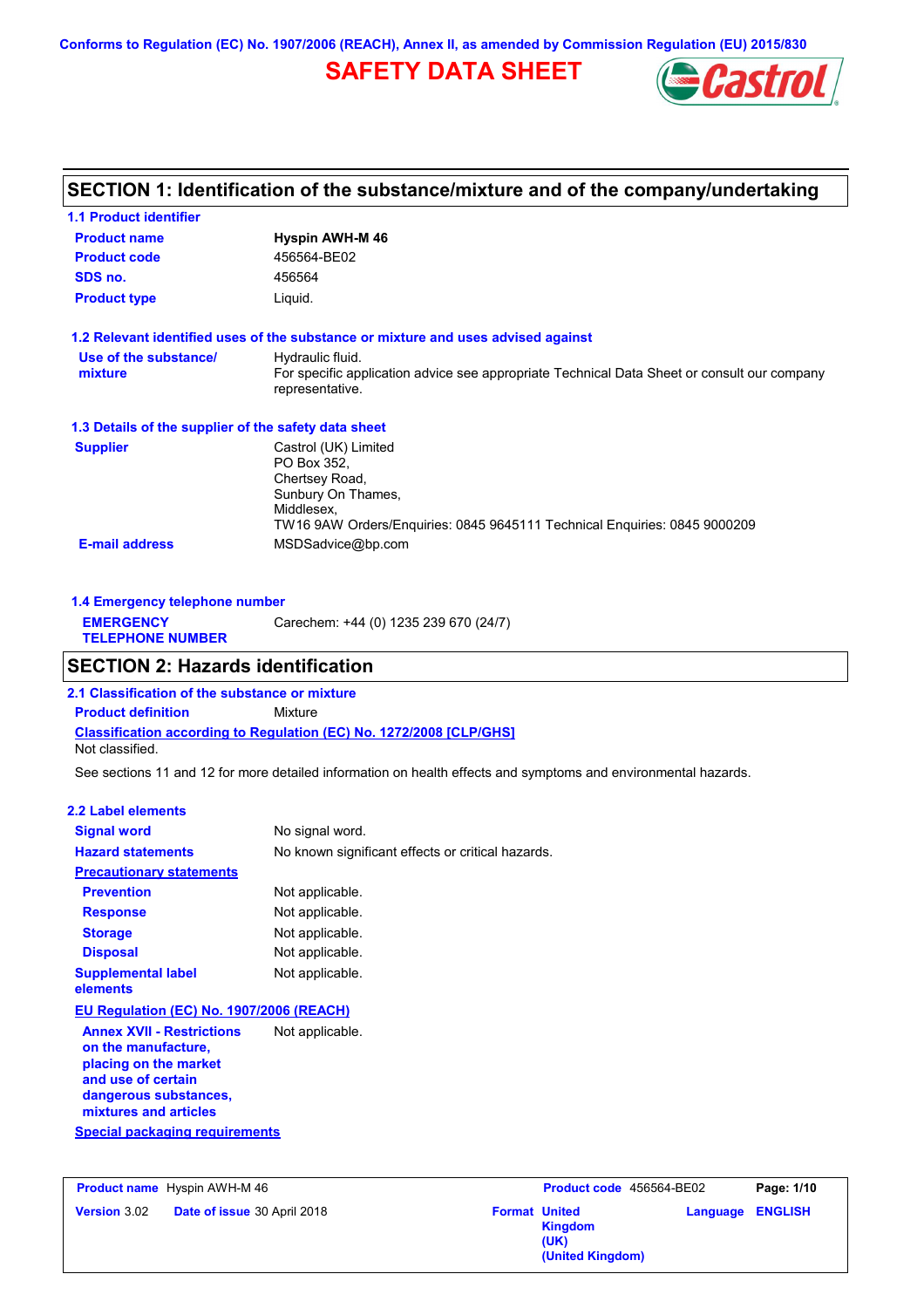Conforms to Regulation (EC) No. 1907/2006 (REACH), Annex II, as amended by Commission Regulation (EU) 2015/830

# SAFETY DATA SHEET

Castrol

## SECTION 1: Identification of the substance/mixture and of the company/undertaking

### 1.1 Product identifier

**Product name** Hyspin AWH-M 46

**Product code** 456564-BE02

**SDS no.** 456564

**Product type** Liquid.

### 1.2 Relevant identified uses of the substance or mixture and uses advised against

**Use of the substance/ mixture** Hydraulic fluid.
For specific application advice see appropriate Technical Data Sheet or consult our company representative.

### 1.3 Details of the supplier of the safety data sheet

**Supplier** Castrol (UK) Limited
PO Box 352,
Chertsey Road,
Sunbury On Thames,
Middlesex,
TW16 9AW Orders/Enquiries: 0845 9645111 Technical Enquiries: 0845 9000209

**E-mail address** MSDSadvice@bp.com

### 1.4 Emergency telephone number

**EMERGENCY TELEPHONE NUMBER** Carechem: +44 (0) 1235 239 670 (24/7)

## SECTION 2: Hazards identification

### 2.1 Classification of the substance or mixture

**Product definition** Mixture

**Classification according to Regulation (EC) No. 1272/2008 [CLP/GHS]**

Not classified.

See sections 11 and 12 for more detailed information on health effects and symptoms and environmental hazards.

### 2.2 Label elements

**Signal word** No signal word.

**Hazard statements** No known significant effects or critical hazards.

**Precautionary statements**

**Prevention** Not applicable.

**Response** Not applicable.

**Storage** Not applicable.

**Disposal** Not applicable.

**Supplemental label elements** Not applicable.

**EU Regulation (EC) No. 1907/2006 (REACH)**

**Annex XVII - Restrictions on the manufacture, placing on the market and use of certain dangerous substances, mixtures and articles** Not applicable.

**Special packaging requirements**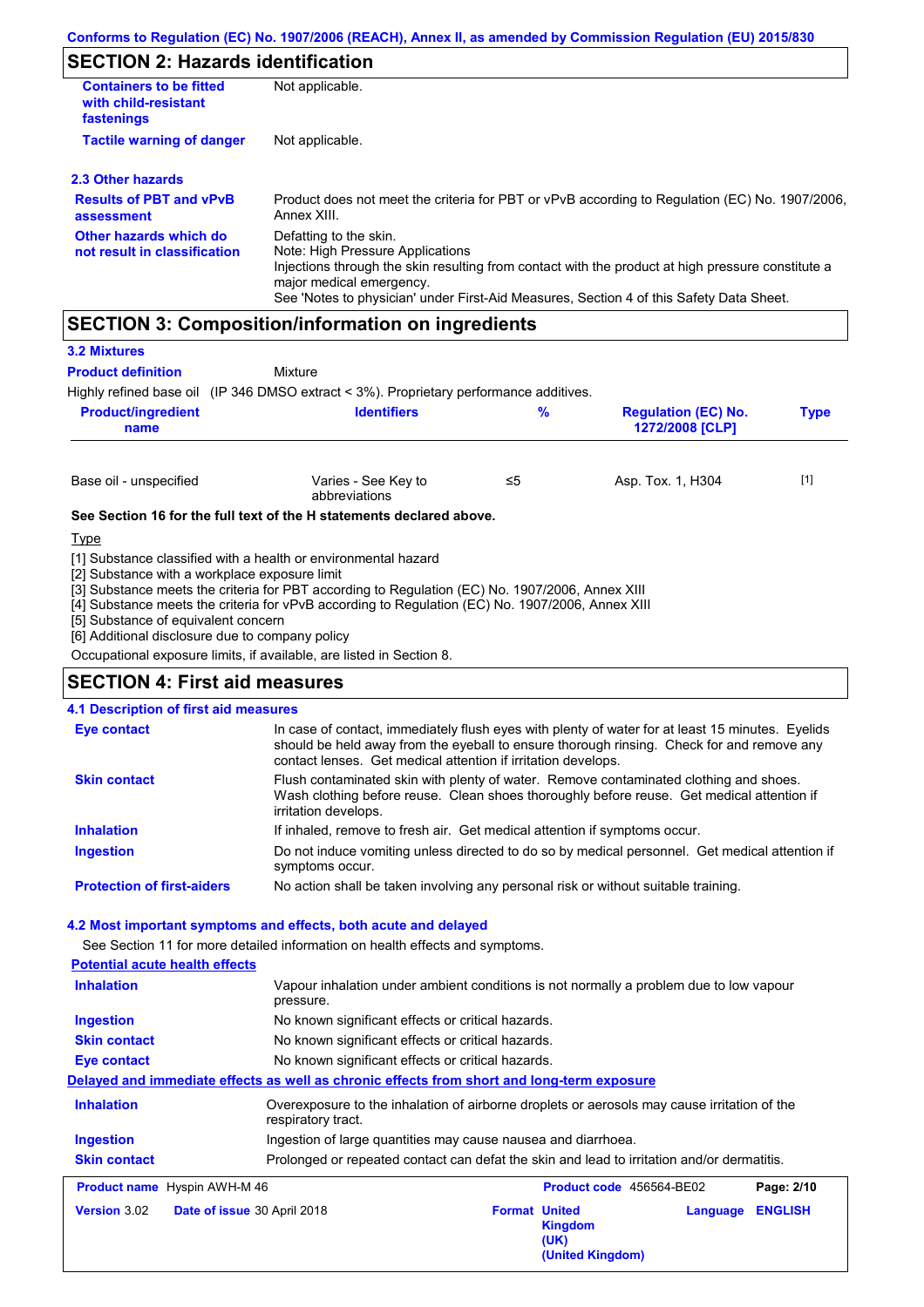## SECTION 2: Hazards identification

**Containers to be fitted with child-resistant fastenings** Not applicable.

**Tactile warning of danger** Not applicable.

### 2.3 Other hazards

**Results of PBT and vPvB assessment** Product does not meet the criteria for PBT or vPvB according to Regulation (EC) No. 1907/2006, Annex XIII.

**Other hazards which do not result in classification** Defatting to the skin.
Note: High Pressure Applications
Injections through the skin resulting from contact with the product at high pressure constitute a major medical emergency.
See 'Notes to physician' under First-Aid Measures, Section 4 of this Safety Data Sheet.

## SECTION 3: Composition/information on ingredients

### 3.2 Mixtures

**Product definition** Mixture

Highly refined base oil (IP 346 DMSO extract < 3%). Proprietary performance additives.

| Product/ingredient name | Identifiers | % | Regulation (EC) No. 1272/2008 [CLP] | Type |
|---|---|---|---|---|
| Base oil - unspecified | Varies - See Key to abbreviations | ≤5 | Asp. Tox. 1, H304 | [1] |

**See Section 16 for the full text of the H statements declared above.**

Type

[1] Substance classified with a health or environmental hazard
[2] Substance with a workplace exposure limit
[3] Substance meets the criteria for PBT according to Regulation (EC) No. 1907/2006, Annex XIII
[4] Substance meets the criteria for vPvB according to Regulation (EC) No. 1907/2006, Annex XIII
[5] Substance of equivalent concern
[6] Additional disclosure due to company policy

Occupational exposure limits, if available, are listed in Section 8.

## SECTION 4: First aid measures

### 4.1 Description of first aid measures

**Eye contact** In case of contact, immediately flush eyes with plenty of water for at least 15 minutes. Eyelids should be held away from the eyeball to ensure thorough rinsing. Check for and remove any contact lenses. Get medical attention if irritation develops.

**Skin contact** Flush contaminated skin with plenty of water. Remove contaminated clothing and shoes. Wash clothing before reuse. Clean shoes thoroughly before reuse. Get medical attention if irritation develops.

**Inhalation** If inhaled, remove to fresh air. Get medical attention if symptoms occur.

**Ingestion** Do not induce vomiting unless directed to do so by medical personnel. Get medical attention if symptoms occur.

**Protection of first-aiders** No action shall be taken involving any personal risk or without suitable training.

### 4.2 Most important symptoms and effects, both acute and delayed

See Section 11 for more detailed information on health effects and symptoms.

**Potential acute health effects**

**Inhalation** Vapour inhalation under ambient conditions is not normally a problem due to low vapour pressure.

**Ingestion** No known significant effects or critical hazards.

**Skin contact** No known significant effects or critical hazards.

**Eye contact** No known significant effects or critical hazards.

**Delayed and immediate effects as well as chronic effects from short and long-term exposure**

**Inhalation** Overexposure to the inhalation of airborne droplets or aerosols may cause irritation of the respiratory tract.

**Ingestion** Ingestion of large quantities may cause nausea and diarrhoea.

**Skin contact** Prolonged or repeated contact can defat the skin and lead to irritation and/or dermatitis.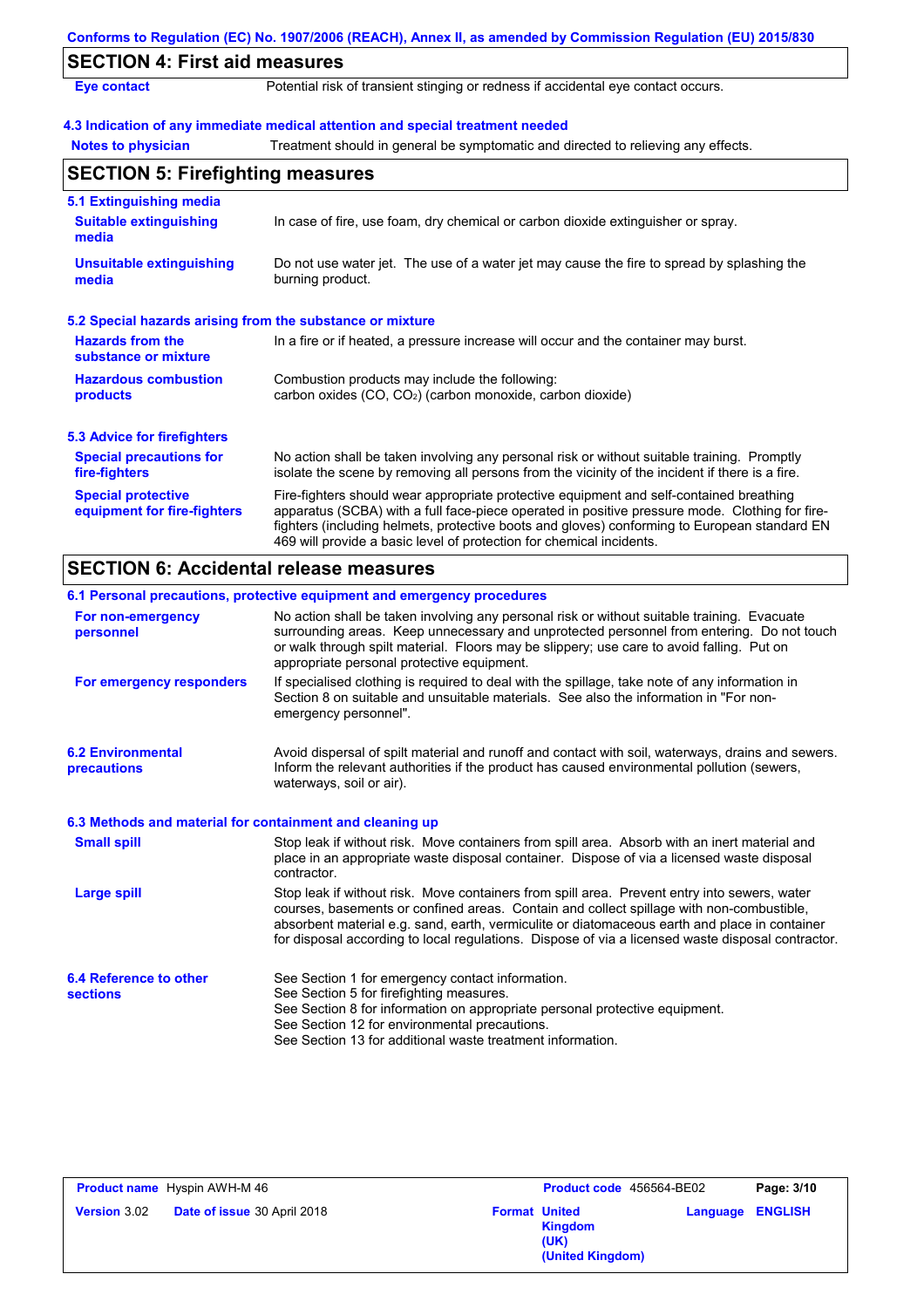## SECTION 4: First aid measures

| | |
|---|---|
| **Eye contact** | Potential risk of transient stinging or redness if accidental eye contact occurs. |

### 4.3 Indication of any immediate medical attention and special treatment needed

| | |
|---|---|
| **Notes to physician** | Treatment should in general be symptomatic and directed to relieving any effects. |

## SECTION 5: Firefighting measures

### 5.1 Extinguishing media

| | |
|---|---|
| **Suitable extinguishing media** | In case of fire, use foam, dry chemical or carbon dioxide extinguisher or spray. |
| **Unsuitable extinguishing media** | Do not use water jet. The use of a water jet may cause the fire to spread by splashing the burning product. |

### 5.2 Special hazards arising from the substance or mixture

| | |
|---|---|
| **Hazards from the substance or mixture** | In a fire or if heated, a pressure increase will occur and the container may burst. |
| **Hazardous combustion products** | Combustion products may include the following: carbon oxides (CO, $CO_2$) (carbon monoxide, carbon dioxide) |

### 5.3 Advice for firefighters

| | |
|---|---|
| **Special precautions for fire-fighters** | No action shall be taken involving any personal risk or without suitable training. Promptly isolate the scene by removing all persons from the vicinity of the incident if there is a fire. |
| **Special protective equipment for fire-fighters** | Fire-fighters should wear appropriate protective equipment and self-contained breathing apparatus (SCBA) with a full face-piece operated in positive pressure mode. Clothing for fire-fighters (including helmets, protective boots and gloves) conforming to European standard EN 469 will provide a basic level of protection for chemical incidents. |

## SECTION 6: Accidental release measures

### 6.1 Personal precautions, protective equipment and emergency procedures

| | |
|---|---|
| **For non-emergency personnel** | No action shall be taken involving any personal risk or without suitable training. Evacuate surrounding areas. Keep unnecessary and unprotected personnel from entering. Do not touch or walk through spilt material. Floors may be slippery; use care to avoid falling. Put on appropriate personal protective equipment. |
| **For emergency responders** | If specialised clothing is required to deal with the spillage, take note of any information in Section 8 on suitable and unsuitable materials. See also the information in "For non-emergency personnel". |

| | |
|---|---|
| **6.2 Environmental precautions** | Avoid dispersal of spilt material and runoff and contact with soil, waterways, drains and sewers. Inform the relevant authorities if the product has caused environmental pollution (sewers, waterways, soil or air). |

### 6.3 Methods and material for containment and cleaning up

| | |
|---|---|
| **Small spill** | Stop leak if without risk. Move containers from spill area. Absorb with an inert material and place in an appropriate waste disposal container. Dispose of via a licensed waste disposal contractor. |
| **Large spill** | Stop leak if without risk. Move containers from spill area. Prevent entry into sewers, water courses, basements or confined areas. Contain and collect spillage with non-combustible, absorbent material e.g. sand, earth, vermiculite or diatomaceous earth and place in container for disposal according to local regulations. Dispose of via a licensed waste disposal contractor. |

| | |
|---|---|
| **6.4 Reference to other sections** | See Section 1 for emergency contact information.<br>See Section 5 for firefighting measures.<br>See Section 8 for information on appropriate personal protective equipment.<br>See Section 12 for environmental precautions.<br>See Section 13 for additional waste treatment information. |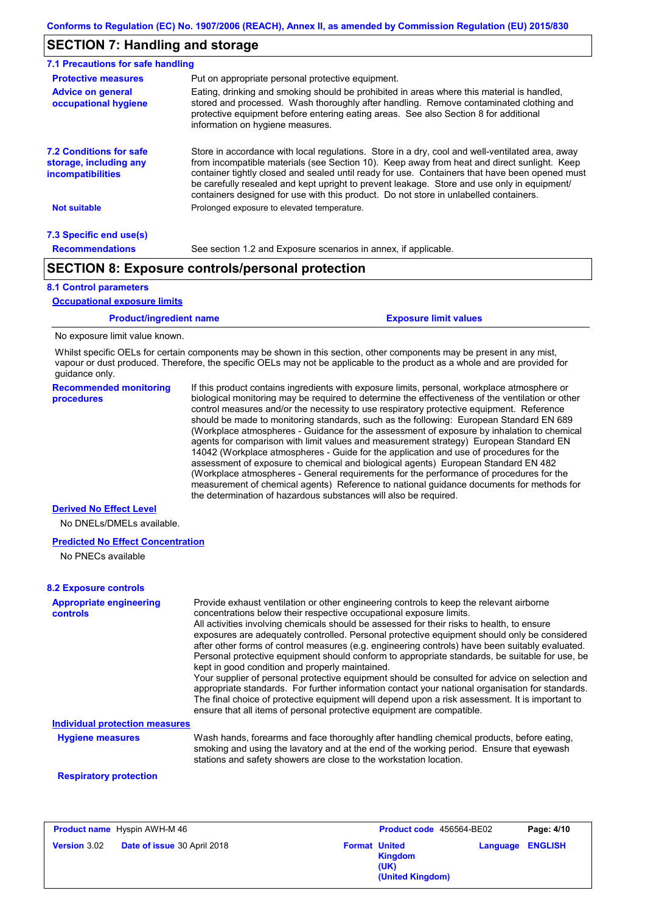## SECTION 7: Handling and storage

### 7.1 Precautions for safe handling

**Protective measures**
Put on appropriate personal protective equipment.

**Advice on general occupational hygiene**
Eating, drinking and smoking should be prohibited in areas where this material is handled, stored and processed. Wash thoroughly after handling. Remove contaminated clothing and protective equipment before entering eating areas. See also Section 8 for additional information on hygiene measures.

### 7.2 Conditions for safe storage, including any incompatibilities

Store in accordance with local regulations. Store in a dry, cool and well-ventilated area, away from incompatible materials (see Section 10). Keep away from heat and direct sunlight. Keep container tightly closed and sealed until ready for use. Containers that have been opened must be carefully resealed and kept upright to prevent leakage. Store and use only in equipment/containers designed for use with this product. Do not store in unlabelled containers.

**Not suitable**
Prolonged exposure to elevated temperature.

### 7.3 Specific end use(s)

**Recommendations**
See section 1.2 and Exposure scenarios in annex, if applicable.

## SECTION 8: Exposure controls/personal protection

### 8.1 Control parameters

**Occupational exposure limits**

| Product/ingredient name | Exposure limit values |
|---|---|
| No exposure limit value known. | |

Whilst specific OELs for certain components may be shown in this section, other components may be present in any mist, vapour or dust produced. Therefore, the specific OELs may not be applicable to the product as a whole and are provided for guidance only.

**Recommended monitoring procedures**
If this product contains ingredients with exposure limits, personal, workplace atmosphere or biological monitoring may be required to determine the effectiveness of the ventilation or other control measures and/or the necessity to use respiratory protective equipment. Reference should be made to monitoring standards, such as the following: European Standard EN 689 (Workplace atmospheres - Guidance for the assessment of exposure by inhalation to chemical agents for comparison with limit values and measurement strategy) European Standard EN 14042 (Workplace atmospheres - Guide for the application and use of procedures for the assessment of exposure to chemical and biological agents) European Standard EN 482 (Workplace atmospheres - General requirements for the performance of procedures for the measurement of chemical agents) Reference to national guidance documents for methods for the determination of hazardous substances will also be required.

**Derived No Effect Level**

No DNELs/DMELs available.

**Predicted No Effect Concentration**

No PNECs available

### 8.2 Exposure controls

**Appropriate engineering controls**
Provide exhaust ventilation or other engineering controls to keep the relevant airborne concentrations below their respective occupational exposure limits.
All activities involving chemicals should be assessed for their risks to health, to ensure exposures are adequately controlled. Personal protective equipment should only be considered after other forms of control measures (e.g. engineering controls) have been suitably evaluated. Personal protective equipment should conform to appropriate standards, be suitable for use, be kept in good condition and properly maintained.
Your supplier of personal protective equipment should be consulted for advice on selection and appropriate standards. For further information contact your national organisation for standards. The final choice of protective equipment will depend upon a risk assessment. It is important to ensure that all items of personal protective equipment are compatible.

**Individual protection measures**

**Hygiene measures**
Wash hands, forearms and face thoroughly after handling chemical products, before eating, smoking and using the lavatory and at the end of the working period. Ensure that eyewash stations and safety showers are close to the workstation location.

**Respiratory protection**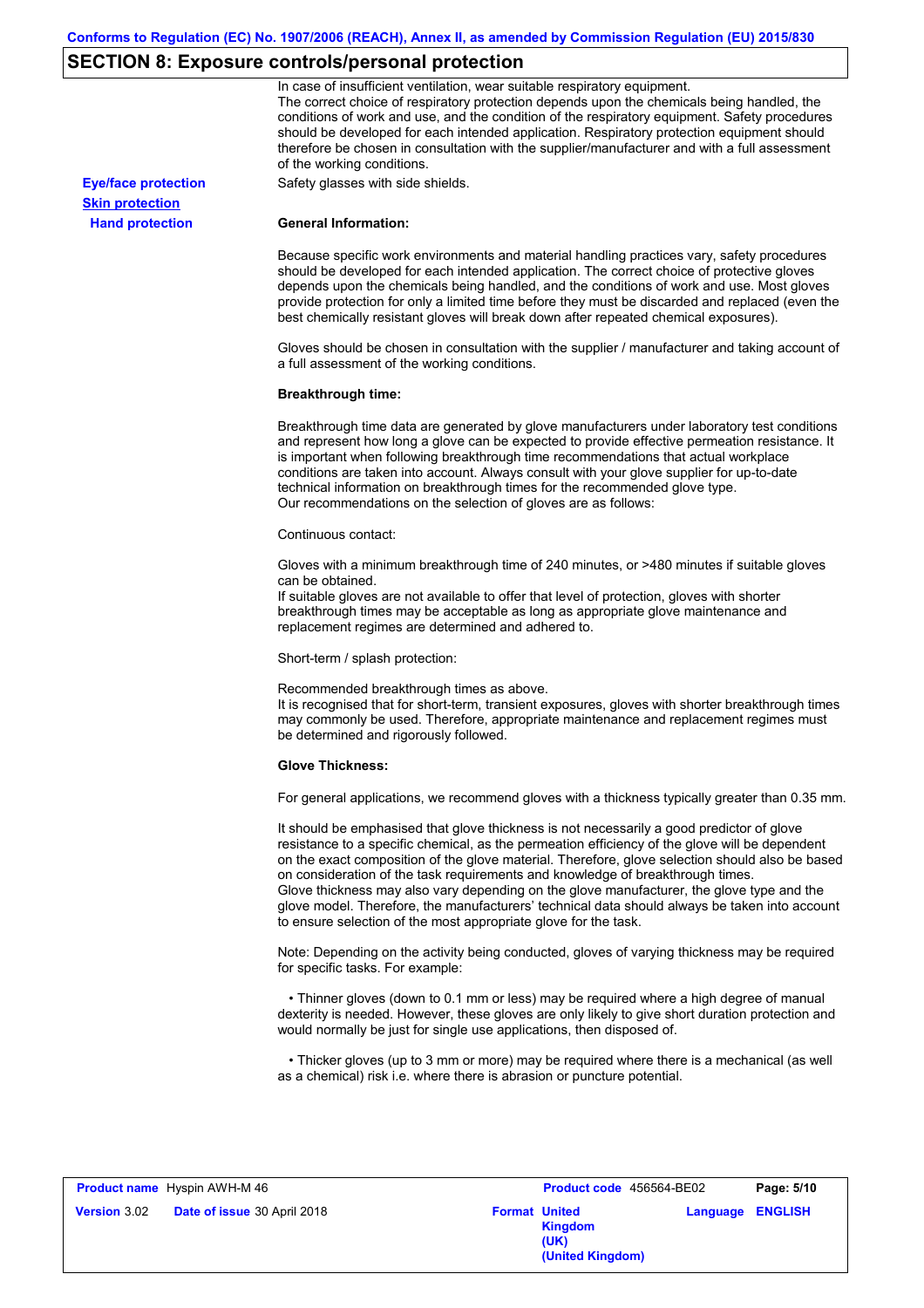## SECTION 8: Exposure controls/personal protection

In case of insufficient ventilation, wear suitable respiratory equipment.
The correct choice of respiratory protection depends upon the chemicals being handled, the conditions of work and use, and the condition of the respiratory equipment. Safety procedures should be developed for each intended application. Respiratory protection equipment should therefore be chosen in consultation with the supplier/manufacturer and with a full assessment of the working conditions.

**Eye/face protection** Safety glasses with side shields.

**Skin protection**

**Hand protection**

**General Information:**

Because specific work environments and material handling practices vary, safety procedures should be developed for each intended application. The correct choice of protective gloves depends upon the chemicals being handled, and the conditions of work and use. Most gloves provide protection for only a limited time before they must be discarded and replaced (even the best chemically resistant gloves will break down after repeated chemical exposures).

Gloves should be chosen in consultation with the supplier / manufacturer and taking account of a full assessment of the working conditions.

**Breakthrough time:**

Breakthrough time data are generated by glove manufacturers under laboratory test conditions and represent how long a glove can be expected to provide effective permeation resistance. It is important when following breakthrough time recommendations that actual workplace conditions are taken into account. Always consult with your glove supplier for up-to-date technical information on breakthrough times for the recommended glove type.
Our recommendations on the selection of gloves are as follows:

Continuous contact:

Gloves with a minimum breakthrough time of 240 minutes, or >480 minutes if suitable gloves can be obtained.
If suitable gloves are not available to offer that level of protection, gloves with shorter breakthrough times may be acceptable as long as appropriate glove maintenance and replacement regimes are determined and adhered to.

Short-term / splash protection:

Recommended breakthrough times as above.
It is recognised that for short-term, transient exposures, gloves with shorter breakthrough times may commonly be used. Therefore, appropriate maintenance and replacement regimes must be determined and rigorously followed.

**Glove Thickness:**

For general applications, we recommend gloves with a thickness typically greater than 0.35 mm.

It should be emphasised that glove thickness is not necessarily a good predictor of glove resistance to a specific chemical, as the permeation efficiency of the glove will be dependent on the exact composition of the glove material. Therefore, glove selection should also be based on consideration of the task requirements and knowledge of breakthrough times.
Glove thickness may also vary depending on the glove manufacturer, the glove type and the glove model. Therefore, the manufacturers' technical data should always be taken into account to ensure selection of the most appropriate glove for the task.

Note: Depending on the activity being conducted, gloves of varying thickness may be required for specific tasks. For example:

• Thinner gloves (down to 0.1 mm or less) may be required where a high degree of manual dexterity is needed. However, these gloves are only likely to give short duration protection and would normally be just for single use applications, then disposed of.

• Thicker gloves (up to 3 mm or more) may be required where there is a mechanical (as well as a chemical) risk i.e. where there is abrasion or puncture potential.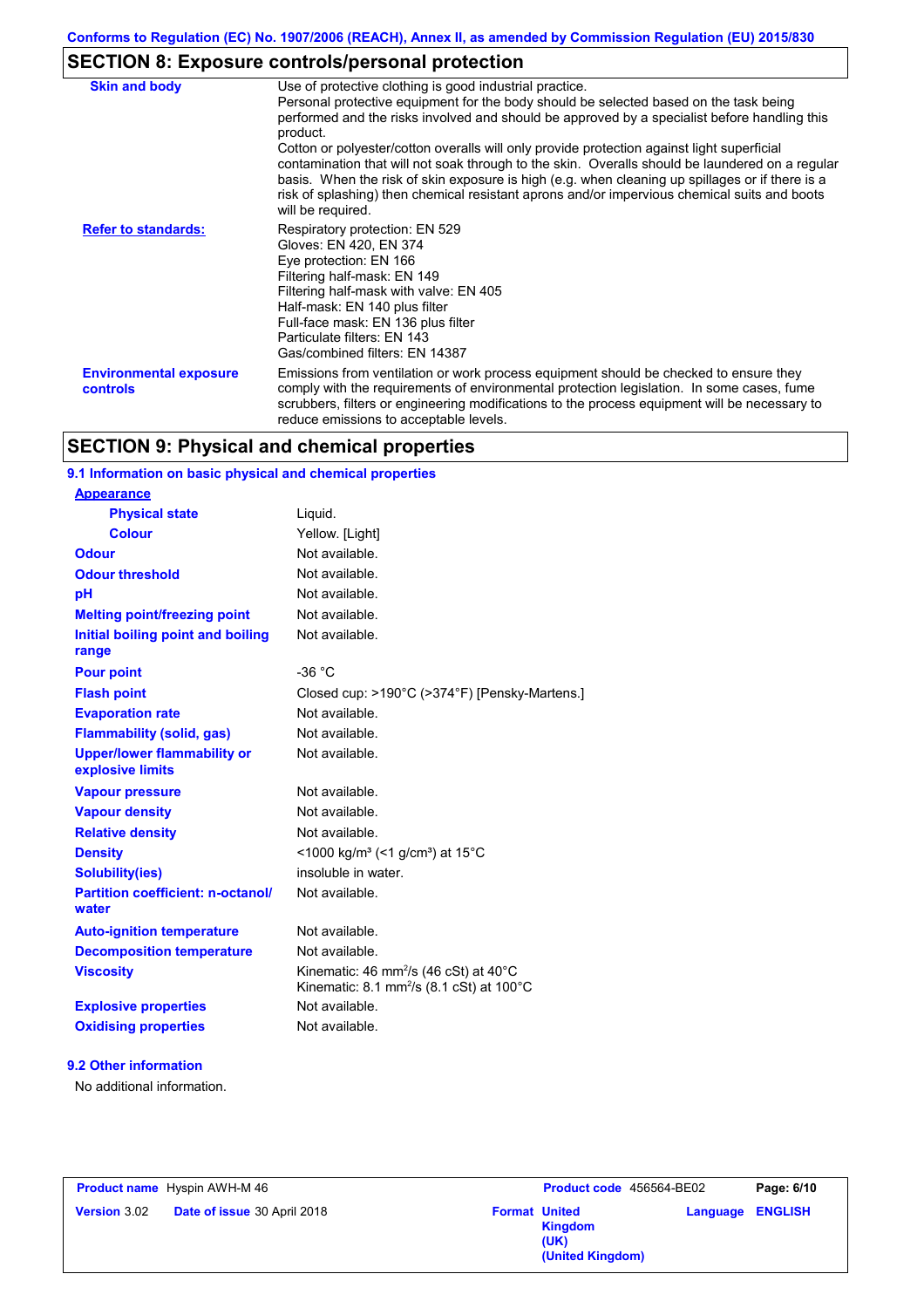## SECTION 8: Exposure controls/personal protection

| | |
|---|---|
| **Skin and body** | Use of protective clothing is good industrial practice. Personal protective equipment for the body should be selected based on the task being performed and the risks involved and should be approved by a specialist before handling this product. Cotton or polyester/cotton overalls will only provide protection against light superficial contamination that will not soak through to the skin. Overalls should be laundered on a regular basis. When the risk of skin exposure is high (e.g. when cleaning up spillages or if there is a risk of splashing) then chemical resistant aprons and/or impervious chemical suits and boots will be required. |
| **Refer to standards:** | Respiratory protection: EN 529<br>Gloves: EN 420, EN 374<br>Eye protection: EN 166<br>Filtering half-mask: EN 149<br>Filtering half-mask with valve: EN 405<br>Half-mask: EN 140 plus filter<br>Full-face mask: EN 136 plus filter<br>Particulate filters: EN 143<br>Gas/combined filters: EN 14387 |
| **Environmental exposure controls** | Emissions from ventilation or work process equipment should be checked to ensure they comply with the requirements of environmental protection legislation. In some cases, fume scrubbers, filters or engineering modifications to the process equipment will be necessary to reduce emissions to acceptable levels. |

## SECTION 9: Physical and chemical properties

### 9.1 Information on basic physical and chemical properties

| | |
|---|---|
| **Appearance** | |
| **Physical state** | Liquid. |
| **Colour** | Yellow. [Light] |
| **Odour** | Not available. |
| **Odour threshold** | Not available. |
| **pH** | Not available. |
| **Melting point/freezing point** | Not available. |
| **Initial boiling point and boiling range** | Not available. |
| **Pour point** | -36 °C |
| **Flash point** | Closed cup: >190°C (>374°F) [Pensky-Martens.] |
| **Evaporation rate** | Not available. |
| **Flammability (solid, gas)** | Not available. |
| **Upper/lower flammability or explosive limits** | Not available. |
| **Vapour pressure** | Not available. |
| **Vapour density** | Not available. |
| **Relative density** | Not available. |
| **Density** | <1000 kg/m³ (<1 g/cm³) at 15°C |
| **Solubility(ies)** | insoluble in water. |
| **Partition coefficient: n-octanol/ water** | Not available. |
| **Auto-ignition temperature** | Not available. |
| **Decomposition temperature** | Not available. |
| **Viscosity** | Kinematic: 46 $mm^2/s$ (46 cSt) at 40°C<br>Kinematic: 8.1 $mm^2/s$ (8.1 cSt) at 100°C |
| **Explosive properties** | Not available. |
| **Oxidising properties** | Not available. |

### 9.2 Other information

No additional information.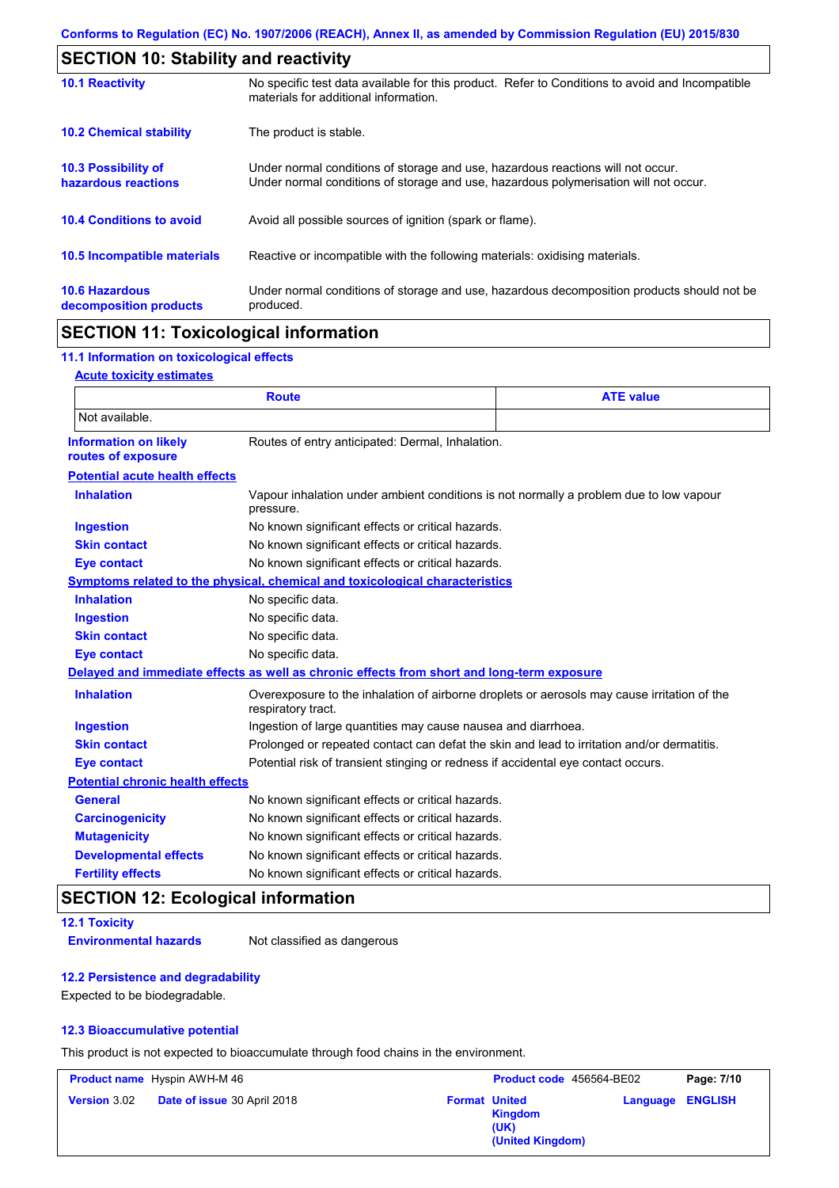## SECTION 10: Stability and reactivity

**10.1 Reactivity**
No specific test data available for this product. Refer to Conditions to avoid and Incompatible materials for additional information.

**10.2 Chemical stability**
The product is stable.

**10.3 Possibility of hazardous reactions**
Under normal conditions of storage and use, hazardous reactions will not occur.
Under normal conditions of storage and use, hazardous polymerisation will not occur.

**10.4 Conditions to avoid**
Avoid all possible sources of ignition (spark or flame).

**10.5 Incompatible materials**
Reactive or incompatible with the following materials: oxidising materials.

**10.6 Hazardous decomposition products**
Under normal conditions of storage and use, hazardous decomposition products should not be produced.

## SECTION 11: Toxicological information

### 11.1 Information on toxicological effects

**Acute toxicity estimates**

| Route | ATE value |
|---|---|
| Not available. | |

**Information on likely routes of exposure**: Routes of entry anticipated: Dermal, Inhalation.

**Potential acute health effects**

- **Inhalation**: Vapour inhalation under ambient conditions is not normally a problem due to low vapour pressure.
- **Ingestion**: No known significant effects or critical hazards.
- **Skin contact**: No known significant effects or critical hazards.
- **Eye contact**: No known significant effects or critical hazards.

**Symptoms related to the physical, chemical and toxicological characteristics**

- **Inhalation**: No specific data.
- **Ingestion**: No specific data.
- **Skin contact**: No specific data.
- **Eye contact**: No specific data.

**Delayed and immediate effects as well as chronic effects from short and long-term exposure**

- **Inhalation**: Overexposure to the inhalation of airborne droplets or aerosols may cause irritation of the respiratory tract.
- **Ingestion**: Ingestion of large quantities may cause nausea and diarrhoea.
- **Skin contact**: Prolonged or repeated contact can defat the skin and lead to irritation and/or dermatitis.
- **Eye contact**: Potential risk of transient stinging or redness if accidental eye contact occurs.

**Potential chronic health effects**

- **General**: No known significant effects or critical hazards.
- **Carcinogenicity**: No known significant effects or critical hazards.
- **Mutagenicity**: No known significant effects or critical hazards.
- **Developmental effects**: No known significant effects or critical hazards.
- **Fertility effects**: No known significant effects or critical hazards.

## SECTION 12: Ecological information

### 12.1 Toxicity

**Environmental hazards**: Not classified as dangerous

### 12.2 Persistence and degradability

Expected to be biodegradable.

### 12.3 Bioaccumulative potential

This product is not expected to bioaccumulate through food chains in the environment.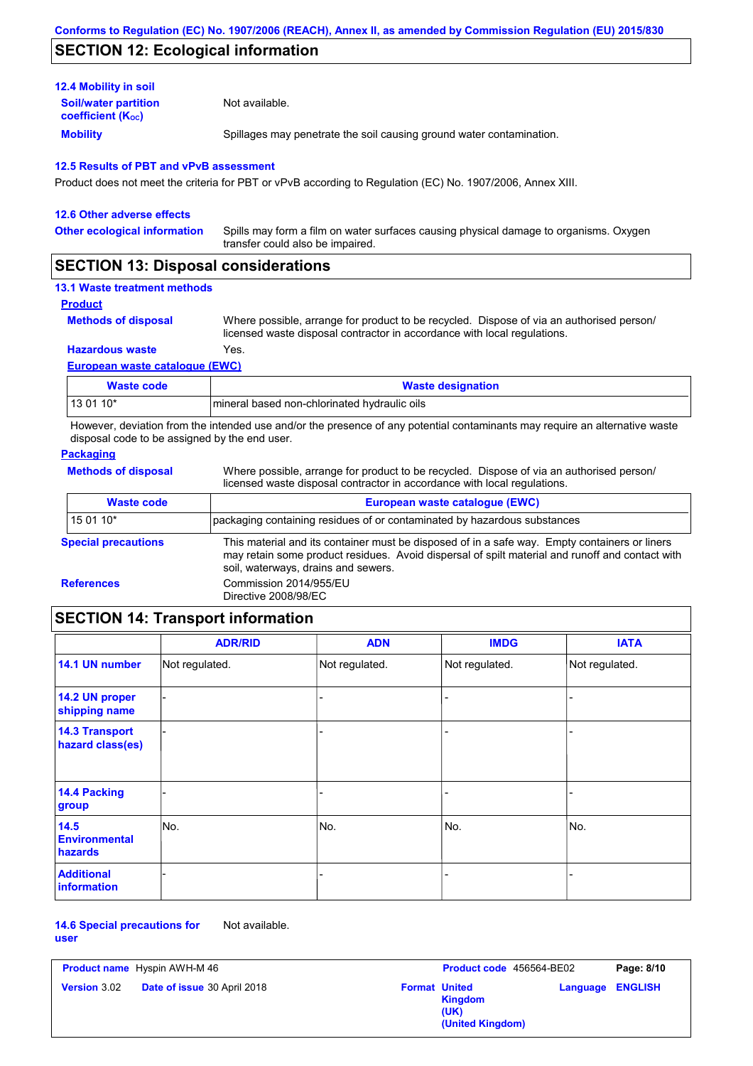## SECTION 12: Ecological information

### 12.4 Mobility in soil

**Soil/water partition coefficient ($K_{oc}$)** Not available.

**Mobility** Spillages may penetrate the soil causing ground water contamination.

### 12.5 Results of PBT and vPvB assessment

Product does not meet the criteria for PBT or vPvB according to Regulation (EC) No. 1907/2006, Annex XIII.

### 12.6 Other adverse effects

**Other ecological information** Spills may form a film on water surfaces causing physical damage to organisms. Oxygen transfer could also be impaired.

## SECTION 13: Disposal considerations

### 13.1 Waste treatment methods

**Product**

**Methods of disposal** Where possible, arrange for product to be recycled. Dispose of via an authorised person/ licensed waste disposal contractor in accordance with local regulations.

**Hazardous waste** Yes.

**European waste catalogue (EWC)**

| Waste code | Waste designation |
|---|---|
| 13 01 10* | mineral based non-chlorinated hydraulic oils |

However, deviation from the intended use and/or the presence of any potential contaminants may require an alternative waste disposal code to be assigned by the end user.

**Packaging**

**Methods of disposal** Where possible, arrange for product to be recycled. Dispose of via an authorised person/ licensed waste disposal contractor in accordance with local regulations.

| Waste code | European waste catalogue (EWC) |
|---|---|
| 15 01 10* | packaging containing residues of or contaminated by hazardous substances |

**Special precautions** This material and its container must be disposed of in a safe way. Empty containers or liners may retain some product residues. Avoid dispersal of spilt material and runoff and contact with soil, waterways, drains and sewers.

**References** Commission 2014/955/EU
Directive 2008/98/EC

## SECTION 14: Transport information

| | ADR/RID | ADN | IMDG | IATA |
|---|---|---|---|---|
| **14.1 UN number** | Not regulated. | Not regulated. | Not regulated. | Not regulated. |
| **14.2 UN proper shipping name** | - | - | - | - |
| **14.3 Transport hazard class(es)** | - | - | - | - |
| **14.4 Packing group** | - | - | - | - |
| **14.5 Environmental hazards** | No. | No. | No. | No. |
| **Additional information** | - | - | - | - |

**14.6 Special precautions for user** Not available.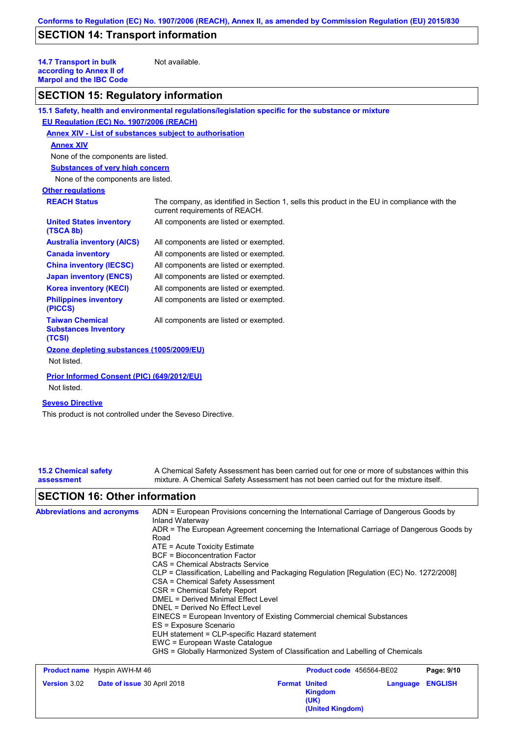## SECTION 14: Transport information

**14.7 Transport in bulk according to Annex II of Marpol and the IBC Code** Not available.

## SECTION 15: Regulatory information

**15.1 Safety, health and environmental regulations/legislation specific for the substance or mixture**

**EU Regulation (EC) No. 1907/2006 (REACH)**

**Annex XIV - List of substances subject to authorisation**

**Annex XIV**

None of the components are listed.

**Substances of very high concern**

None of the components are listed.

**Other regulations**

| | |
|---|---|
| **REACH Status** | The company, as identified in Section 1, sells this product in the EU in compliance with the current requirements of REACH. |
| **United States inventory (TSCA 8b)** | All components are listed or exempted. |
| **Australia inventory (AICS)** | All components are listed or exempted. |
| **Canada inventory** | All components are listed or exempted. |
| **China inventory (IECSC)** | All components are listed or exempted. |
| **Japan inventory (ENCS)** | All components are listed or exempted. |
| **Korea inventory (KECI)** | All components are listed or exempted. |
| **Philippines inventory (PICCS)** | All components are listed or exempted. |
| **Taiwan Chemical Substances Inventory (TCSI)** | All components are listed or exempted. |

**Ozone depleting substances (1005/2009/EU)**

Not listed.

**Prior Informed Consent (PIC) (649/2012/EU)**

Not listed.

**Seveso Directive**

This product is not controlled under the Seveso Directive.

**15.2 Chemical safety assessment** A Chemical Safety Assessment has been carried out for one or more of substances within this mixture. A Chemical Safety Assessment has not been carried out for the mixture itself.

## SECTION 16: Other information

**Abbreviations and acronyms**

ADN = European Provisions concerning the International Carriage of Dangerous Goods by Inland Waterway
ADR = The European Agreement concerning the International Carriage of Dangerous Goods by Road
ATE = Acute Toxicity Estimate
BCF = Bioconcentration Factor
CAS = Chemical Abstracts Service
CLP = Classification, Labelling and Packaging Regulation [Regulation (EC) No. 1272/2008]
CSA = Chemical Safety Assessment
CSR = Chemical Safety Report
DMEL = Derived Minimal Effect Level
DNEL = Derived No Effect Level
EINECS = European Inventory of Existing Commercial chemical Substances
ES = Exposure Scenario
EUH statement = CLP-specific Hazard statement
EWC = European Waste Catalogue
GHS = Globally Harmonized System of Classification and Labelling of Chemicals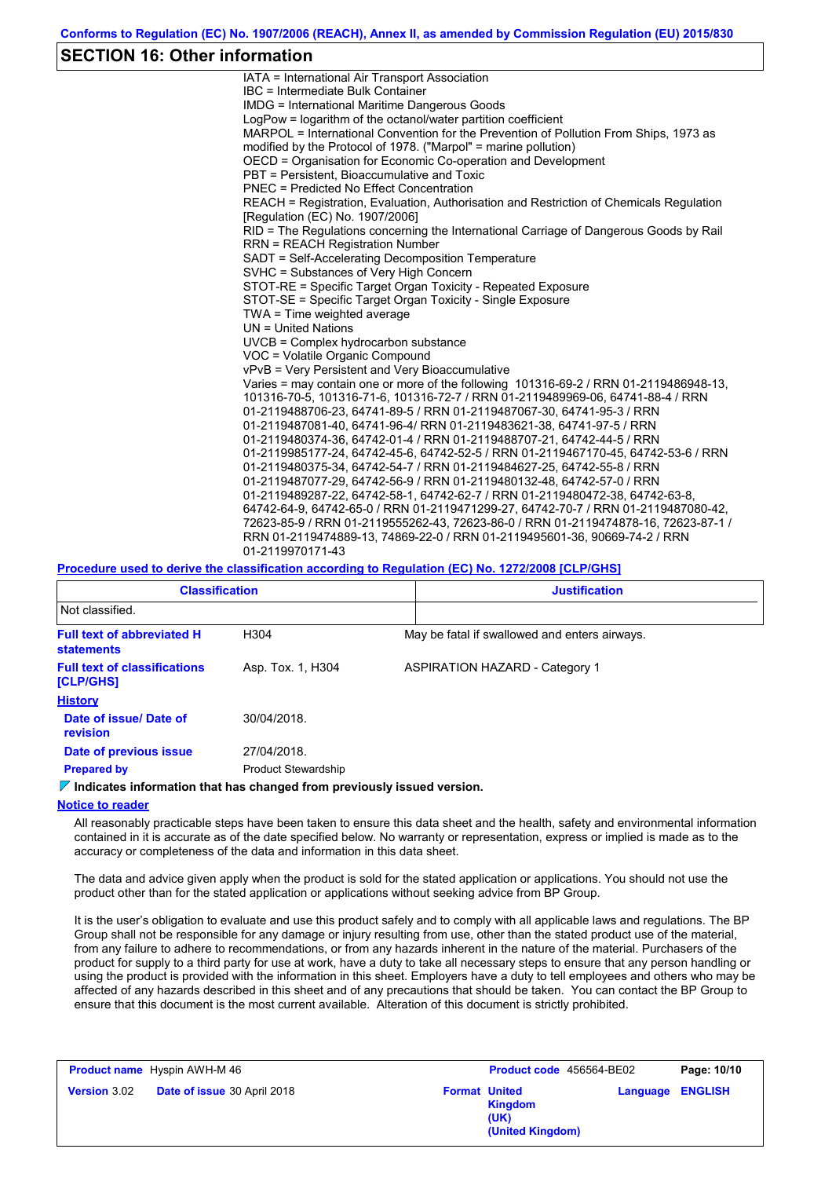## SECTION 16: Other information

IATA = International Air Transport Association
IBC = Intermediate Bulk Container
IMDG = International Maritime Dangerous Goods
LogPow = logarithm of the octanol/water partition coefficient
MARPOL = International Convention for the Prevention of Pollution From Ships, 1973 as modified by the Protocol of 1978. ("Marpol" = marine pollution)
OECD = Organisation for Economic Co-operation and Development
PBT = Persistent, Bioaccumulative and Toxic
PNEC = Predicted No Effect Concentration
REACH = Registration, Evaluation, Authorisation and Restriction of Chemicals Regulation [Regulation (EC) No. 1907/2006]
RID = The Regulations concerning the International Carriage of Dangerous Goods by Rail
RRN = REACH Registration Number
SADT = Self-Accelerating Decomposition Temperature
SVHC = Substances of Very High Concern
STOT-RE = Specific Target Organ Toxicity - Repeated Exposure
STOT-SE = Specific Target Organ Toxicity - Single Exposure
TWA = Time weighted average
UN = United Nations
UVCB = Complex hydrocarbon substance
VOC = Volatile Organic Compound
vPvB = Very Persistent and Very Bioaccumulative
Varies = may contain one or more of the following 101316-69-2 / RRN 01-2119486948-13, 101316-70-5, 101316-71-6, 101316-72-7 / RRN 01-2119489969-06, 64741-88-4 / RRN 01-2119488706-23, 64741-89-5 / RRN 01-2119487067-30, 64741-95-3 / RRN 01-2119487081-40, 64741-96-4/ RRN 01-2119483621-38, 64741-97-5 / RRN 01-2119480374-36, 64742-01-4 / RRN 01-2119488707-21, 64742-44-5 / RRN 01-2119985177-24, 64742-45-6, 64742-52-5 / RRN 01-2119467170-45, 64742-53-6 / RRN 01-2119480375-34, 64742-54-7 / RRN 01-2119484627-25, 64742-55-8 / RRN 01-2119487077-29, 64742-56-9 / RRN 01-2119480132-48, 64742-57-0 / RRN 01-2119489287-22, 64742-58-1, 64742-62-7 / RRN 01-2119480472-38, 64742-63-8, 64742-64-9, 64742-65-0 / RRN 01-2119471299-27, 64742-70-7 / RRN 01-2119487080-42, 72623-85-9 / RRN 01-2119555262-43, 72623-86-0 / RRN 01-2119474878-16, 72623-87-1 / RRN 01-2119474889-13, 74869-22-0 / RRN 01-2119495601-36, 90669-74-2 / RRN 01-2119970171-43

**Procedure used to derive the classification according to Regulation (EC) No. 1272/2008 [CLP/GHS]**

| Classification | Justification |
|---|---|
| Not classified. | |

| | | |
|---|---|---|
| **Full text of abbreviated H statements** | H304 | May be fatal if swallowed and enters airways. |
| **Full text of classifications [CLP/GHS]** | Asp. Tox. 1, H304 | ASPIRATION HAZARD - Category 1 |

**History**

| | |
|---|---|
| **Date of issue/ Date of revision** | 30/04/2018. |
| **Date of previous issue** | 27/04/2018. |
| **Prepared by** | Product Stewardship |

**Indicates information that has changed from previously issued version.**

**Notice to reader**

All reasonably practicable steps have been taken to ensure this data sheet and the health, safety and environmental information contained in it is accurate as of the date specified below. No warranty or representation, express or implied is made as to the accuracy or completeness of the data and information in this data sheet.

The data and advice given apply when the product is sold for the stated application or applications. You should not use the product other than for the stated application or applications without seeking advice from BP Group.

It is the user's obligation to evaluate and use this product safely and to comply with all applicable laws and regulations. The BP Group shall not be responsible for any damage or injury resulting from use, other than the stated product use of the material, from any failure to adhere to recommendations, or from any hazards inherent in the nature of the material. Purchasers of the product for supply to a third party for use at work, have a duty to take all necessary steps to ensure that any person handling or using the product is provided with the information in this sheet. Employers have a duty to tell employees and others who may be affected of any hazards described in this sheet and of any precautions that should be taken. You can contact the BP Group to ensure that this document is the most current available. Alteration of this document is strictly prohibited.